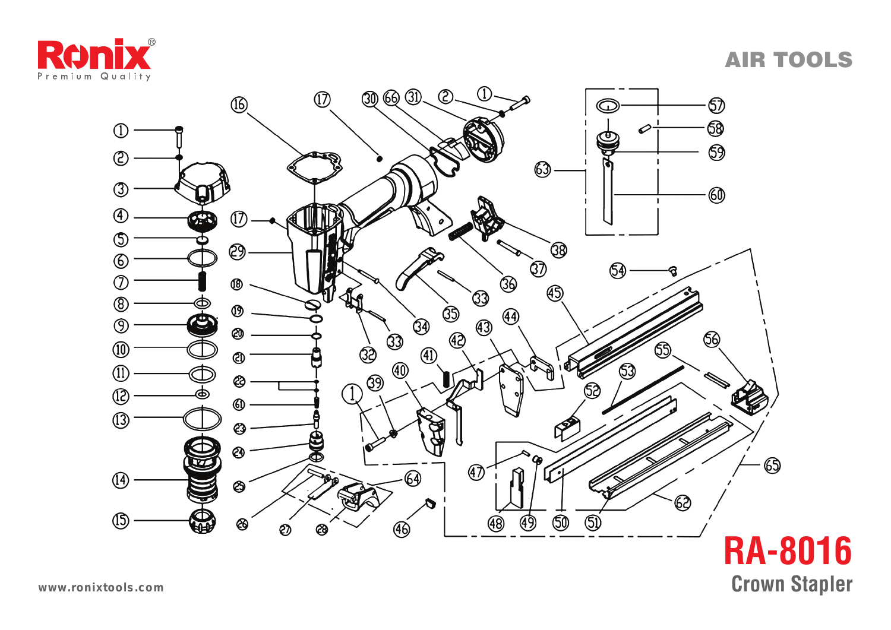Ronix

Premium Quality

AIR TOOLS

# RA-8016

## Crown Stapler

www.ronixtools.com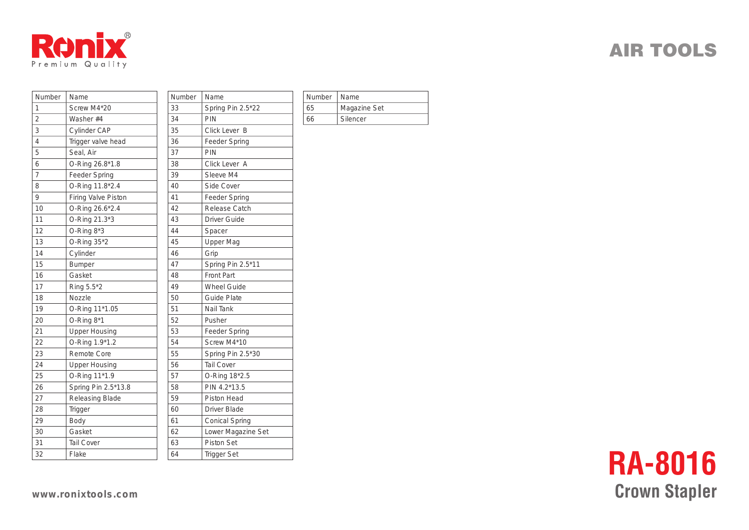Ronix
Premium Quality

# AIR TOOLS

| Number | Name |
|---|---|
| 1 | Screw M4*20 |
| 2 | Washer #4 |
| 3 | Cylinder CAP |
| 4 | Trigger valve head |
| 5 | Seal, Air |
| 6 | O-Ring 26.8*1.8 |
| 7 | Feeder Spring |
| 8 | O-Ring 11.8*2.4 |
| 9 | Firing Valve Piston |
| 10 | O-Ring 26.6*2.4 |
| 11 | O-Ring 21.3*3 |
| 12 | O-Ring 8*3 |
| 13 | O-Ring 35*2 |
| 14 | Cylinder |
| 15 | Bumper |
| 16 | Gasket |
| 17 | Ring 5.5*2 |
| 18 | Nozzle |
| 19 | O-Ring 11*1.05 |
| 20 | O-Ring 8*1 |
| 21 | Upper Housing |
| 22 | O-Ring 1.9*1.2 |
| 23 | Remote Core |
| 24 | Upper Housing |
| 25 | O-Ring 11*1.9 |
| 26 | Spring Pin 2.5*13.8 |
| 27 | Releasing Blade |
| 28 | Trigger |
| 29 | Body |
| 30 | Gasket |
| 31 | Tail Cover |
| 32 | Flake |

| Number | Name |
|---|---|
| 33 | Spring Pin 2.5*22 |
| 34 | PIN |
| 35 | Click Lever B |
| 36 | Feeder Spring |
| 37 | PIN |
| 38 | Click Lever A |
| 39 | Sleeve M4 |
| 40 | Side Cover |
| 41 | Feeder Spring |
| 42 | Release Catch |
| 43 | Driver Guide |
| 44 | Spacer |
| 45 | Upper Mag |
| 46 | Grip |
| 47 | Spring Pin 2.5*11 |
| 48 | Front Part |
| 49 | Wheel Guide |
| 50 | Guide Plate |
| 51 | Nail Tank |
| 52 | Pusher |
| 53 | Feeder Spring |
| 54 | Screw M4*10 |
| 55 | Spring Pin 2.5*30 |
| 56 | Tail Cover |
| 57 | O-Ring 18*2.5 |
| 58 | PIN 4.2*13.5 |
| 59 | Piston Head |
| 60 | Driver Blade |
| 61 | Conical Spring |
| 62 | Lower Magazine Set |
| 63 | Piston Set |
| 64 | Trigger Set |

| Number | Name |
|---|---|
| 65 | Magazine Set |
| 66 | Silencer |

www.ronixtools.com

## RA-8016
## Crown Stapler